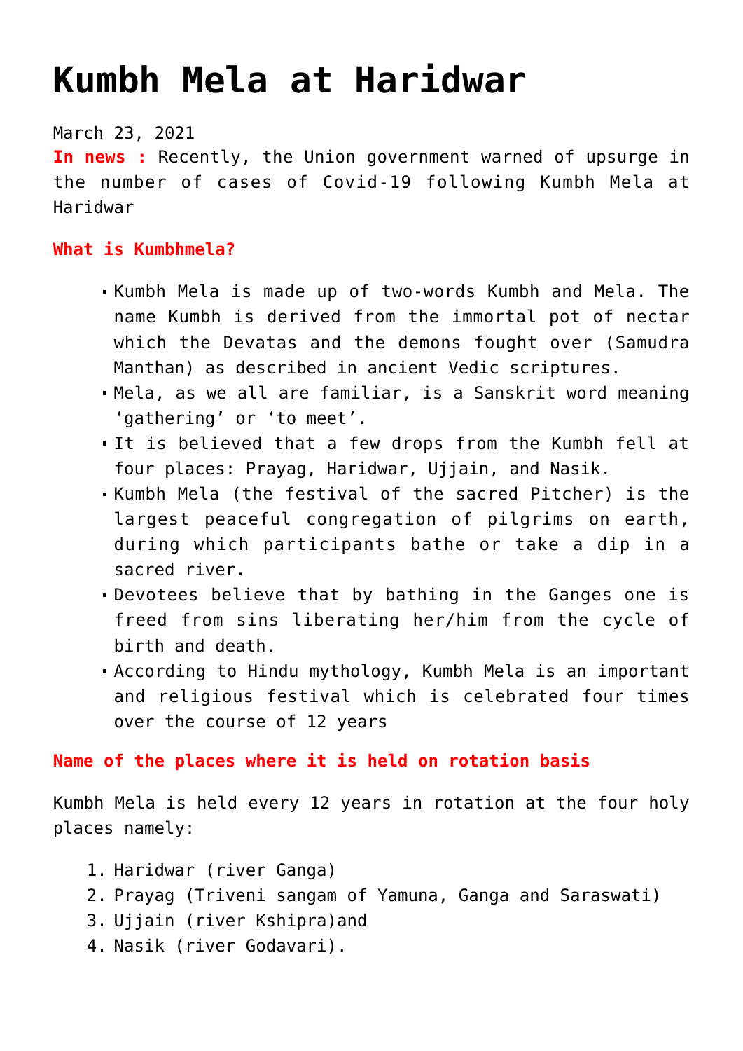# Kumbh Mela at Haridwar

March 23, 2021

**In news :** Recently, the Union government warned of upsurge in the number of cases of Covid-19 following Kumbh Mela at Haridwar

**What is Kumbhmela?**

- Kumbh Mela is made up of two-words Kumbh and Mela. The name Kumbh is derived from the immortal pot of nectar which the Devatas and the demons fought over (Samudra Manthan) as described in ancient Vedic scriptures.
- Mela, as we all are familiar, is a Sanskrit word meaning 'gathering' or 'to meet'.
- It is believed that a few drops from the Kumbh fell at four places: Prayag, Haridwar, Ujjain, and Nasik.
- Kumbh Mela (the festival of the sacred Pitcher) is the largest peaceful congregation of pilgrims on earth, during which participants bathe or take a dip in a sacred river.
- Devotees believe that by bathing in the Ganges one is freed from sins liberating her/him from the cycle of birth and death.
- According to Hindu mythology, Kumbh Mela is an important and religious festival which is celebrated four times over the course of 12 years

**Name of the places where it is held on rotation basis**

Kumbh Mela is held every 12 years in rotation at the four holy places namely:

1. Haridwar (river Ganga)
2. Prayag (Triveni sangam of Yamuna, Ganga and Saraswati)
3. Ujjain (river Kshipra)and
4. Nasik (river Godavari).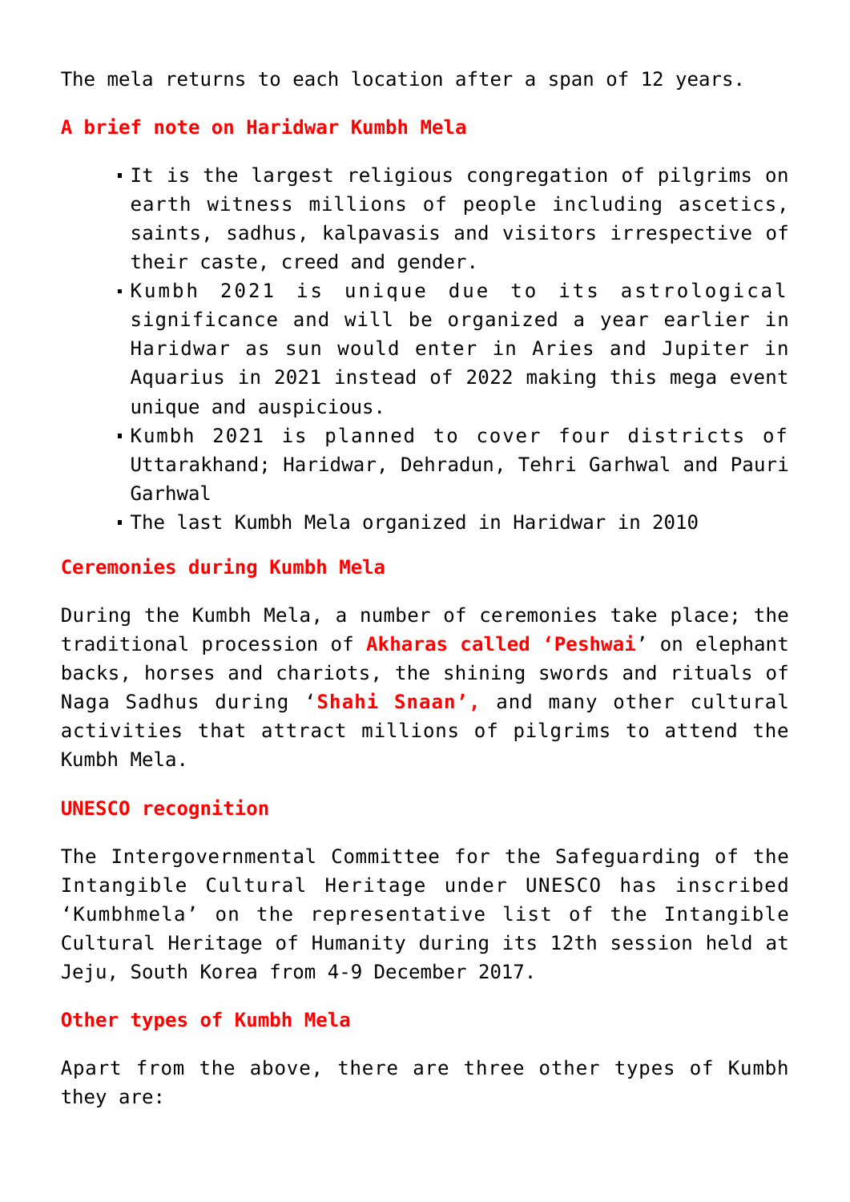The mela returns to each location after a span of 12 years.

### A brief note on Haridwar Kumbh Mela

- It is the largest religious congregation of pilgrims on earth witness millions of people including ascetics, saints, sadhus, kalpavasis and visitors irrespective of their caste, creed and gender.
- Kumbh 2021 is unique due to its astrological significance and will be organized a year earlier in Haridwar as sun would enter in Aries and Jupiter in Aquarius in 2021 instead of 2022 making this mega event unique and auspicious.
- Kumbh 2021 is planned to cover four districts of Uttarakhand; Haridwar, Dehradun, Tehri Garhwal and Pauri Garhwal
- The last Kumbh Mela organized in Haridwar in 2010

### Ceremonies during Kumbh Mela

During the Kumbh Mela, a number of ceremonies take place; the traditional procession of **Akharas called 'Peshwai**' on elephant backs, horses and chariots, the shining swords and rituals of Naga Sadhus during '**Shahi Snaan',** and many other cultural activities that attract millions of pilgrims to attend the Kumbh Mela.

### UNESCO recognition

The Intergovernmental Committee for the Safeguarding of the Intangible Cultural Heritage under UNESCO has inscribed 'Kumbhmela' on the representative list of the Intangible Cultural Heritage of Humanity during its 12th session held at Jeju, South Korea from 4-9 December 2017.

### Other types of Kumbh Mela

Apart from the above, there are three other types of Kumbh they are: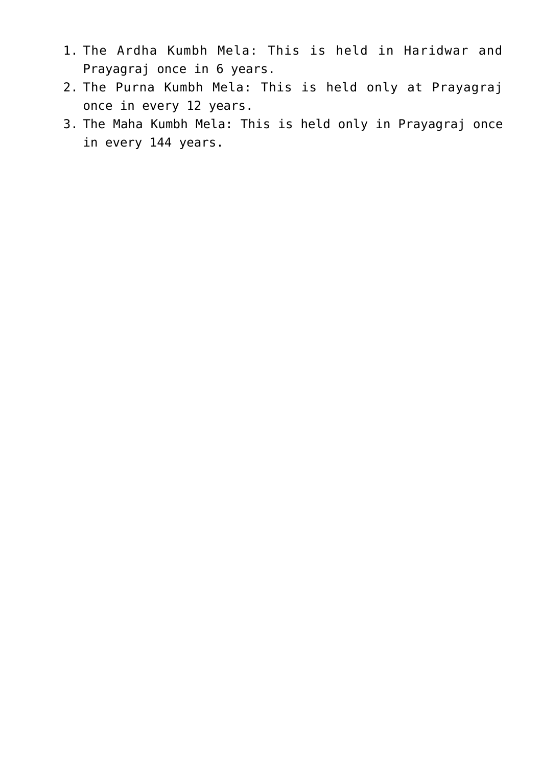1. The Ardha Kumbh Mela: This is held in Haridwar and Prayagraj once in 6 years.
2. The Purna Kumbh Mela: This is held only at Prayagraj once in every 12 years.
3. The Maha Kumbh Mela: This is held only in Prayagraj once in every 144 years.